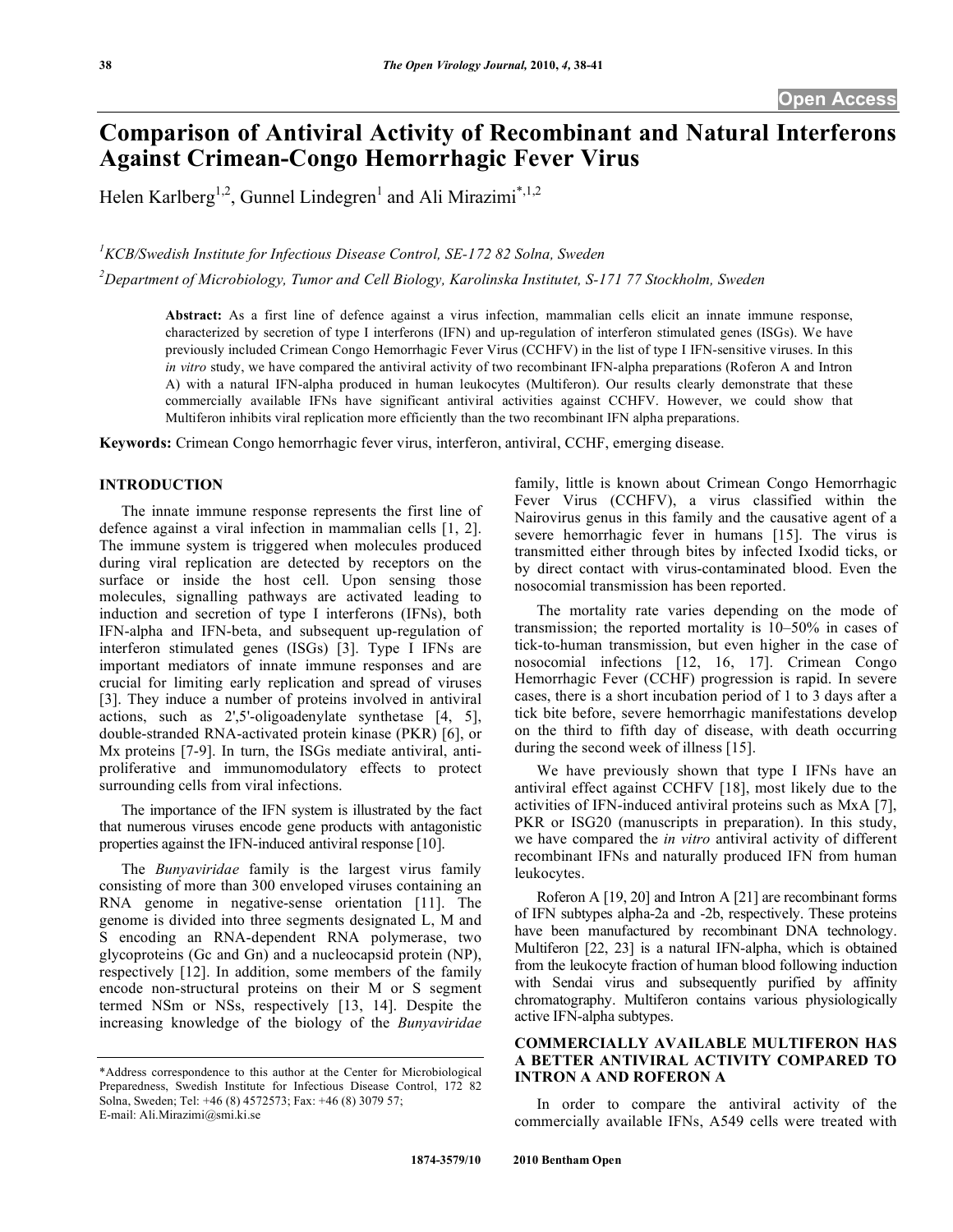# Comparison of Antiviral Activity of Recombinant and Natural Interferons Against Crimean-Congo Hemorrhagic Fever Virus

Helen Karlberg[1,2], Gunnel Lindegren[1] and Ali Mirazimi[*,1,2]

[1]KCB/Swedish Institute for Infectious Disease Control, SE-172 82 Solna, Sweden

[2]Department of Microbiology, Tumor and Cell Biology, Karolinska Institutet, S-171 77 Stockholm, Sweden

**Abstract:** As a first line of defence against a virus infection, mammalian cells elicit an innate immune response, characterized by secretion of type I interferons (IFN) and up-regulation of interferon stimulated genes (ISGs). We have previously included Crimean Congo Hemorrhagic Fever Virus (CCHFV) in the list of type I IFN-sensitive viruses. In this *in vitro* study, we have compared the antiviral activity of two recombinant IFN-alpha preparations (Roferon A and Intron A) with a natural IFN-alpha produced in human leukocytes (Multiferon). Our results clearly demonstrate that these commercially available IFNs have significant antiviral activities against CCHFV. However, we could show that Multiferon inhibits viral replication more efficiently than the two recombinant IFN alpha preparations.

**Keywords:** Crimean Congo hemorrhagic fever virus, interferon, antiviral, CCHF, emerging disease.

## INTRODUCTION

The innate immune response represents the first line of defence against a viral infection in mammalian cells [1, 2]. The immune system is triggered when molecules produced during viral replication are detected by receptors on the surface or inside the host cell. Upon sensing those molecules, signalling pathways are activated leading to induction and secretion of type I interferons (IFNs), both IFN-alpha and IFN-beta, and subsequent up-regulation of interferon stimulated genes (ISGs) [3]. Type I IFNs are important mediators of innate immune responses and are crucial for limiting early replication and spread of viruses [3]. They induce a number of proteins involved in antiviral actions, such as 2',5'-oligoadenylate synthetase [4, 5], double-stranded RNA-activated protein kinase (PKR) [6], or Mx proteins [7-9]. In turn, the ISGs mediate antiviral, anti-proliferative and immunomodulatory effects to protect surrounding cells from viral infections.

The importance of the IFN system is illustrated by the fact that numerous viruses encode gene products with antagonistic properties against the IFN-induced antiviral response [10].

The *Bunyaviridae* family is the largest virus family consisting of more than 300 enveloped viruses containing an RNA genome in negative-sense orientation [11]. The genome is divided into three segments designated L, M and S encoding an RNA-dependent RNA polymerase, two glycoproteins (Gc and Gn) and a nucleocapsid protein (NP), respectively [12]. In addition, some members of the family encode non-structural proteins on their M or S segment termed NSm or NSs, respectively [13, 14]. Despite the increasing knowledge of the biology of the *Bunyaviridae* family, little is known about Crimean Congo Hemorrhagic Fever Virus (CCHFV), a virus classified within the Nairovirus genus in this family and the causative agent of a severe hemorrhagic fever in humans [15]. The virus is transmitted either through bites by infected Ixodid ticks, or by direct contact with virus-contaminated blood. Even the nosocomial transmission has been reported.

The mortality rate varies depending on the mode of transmission; the reported mortality is 10–50% in cases of tick-to-human transmission, but even higher in the case of nosocomial infections [12, 16, 17]. Crimean Congo Hemorrhagic Fever (CCHF) progression is rapid. In severe cases, there is a short incubation period of 1 to 3 days after a tick bite before, severe hemorrhagic manifestations develop on the third to fifth day of disease, with death occurring during the second week of illness [15].

We have previously shown that type I IFNs have an antiviral effect against CCHFV [18], most likely due to the activities of IFN-induced antiviral proteins such as MxA [7], PKR or ISG20 (manuscripts in preparation). In this study, we have compared the *in vitro* antiviral activity of different recombinant IFNs and naturally produced IFN from human leukocytes.

Roferon A [19, 20] and Intron A [21] are recombinant forms of IFN subtypes alpha-2a and -2b, respectively. These proteins have been manufactured by recombinant DNA technology. Multiferon [22, 23] is a natural IFN-alpha, which is obtained from the leukocyte fraction of human blood following induction with Sendai virus and subsequently purified by affinity chromatography. Multiferon contains various physiologically active IFN-alpha subtypes.

## COMMERCIALLY AVAILABLE MULTIFERON HAS A BETTER ANTIVIRAL ACTIVITY COMPARED TO INTRON A AND ROFERON A

In order to compare the antiviral activity of the commercially available IFNs, A549 cells were treated with

*Address correspondence to this author at the Center for Microbiological Preparedness, Swedish Institute for Infectious Disease Control, 172 82 Solna, Sweden; Tel: +46 (8) 4572573; Fax: +46 (8) 3079 57; E-mail: Ali.Mirazimi@smi.ki.se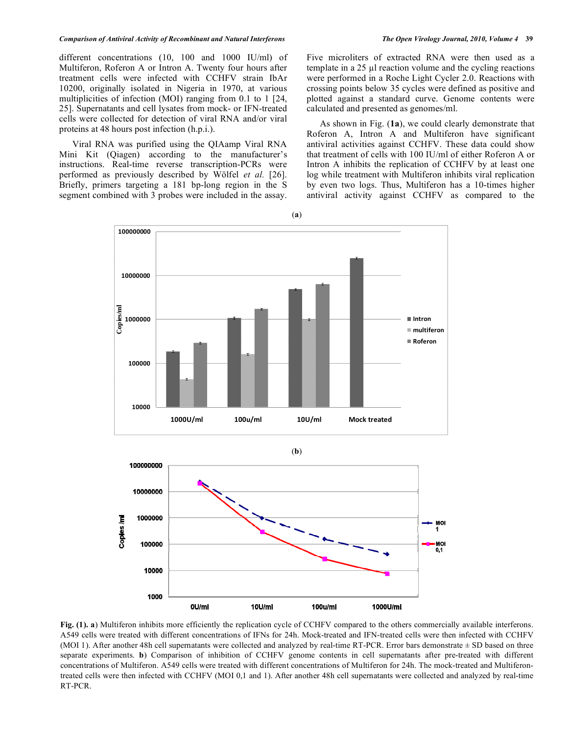different concentrations (10, 100 and 1000 IU/ml) of Multiferon, Roferon A or Intron A. Twenty four hours after treatment cells were infected with CCHFV strain IbAr 10200, originally isolated in Nigeria in 1970, at various multiplicities of infection (MOI) ranging from 0.1 to 1 [24, 25]. Supernatants and cell lysates from mock- or IFN-treated cells were collected for detection of viral RNA and/or viral proteins at 48 hours post infection (h.p.i.).

Viral RNA was purified using the QIAamp Viral RNA Mini Kit (Qiagen) according to the manufacturer's instructions. Real-time reverse transcription-PCRs were performed as previously described by Wölfel *et al.* [26]. Briefly, primers targeting a 181 bp-long region in the S segment combined with 3 probes were included in the assay. Five microliters of extracted RNA were then used as a template in a 25 µl reaction volume and the cycling reactions were performed in a Roche Light Cycler 2.0. Reactions with crossing points below 35 cycles were defined as positive and plotted against a standard curve. Genome contents were calculated and presented as genomes/ml.

As shown in Fig. (**1a**), we could clearly demonstrate that Roferon A, Intron A and Multiferon have significant antiviral activities against CCHFV. These data could show that treatment of cells with 100 IU/ml of either Roferon A or Intron A inhibits the replication of CCHFV by at least one log while treatment with Multiferon inhibits viral replication by even two logs. Thus, Multiferon has a 10-times higher antiviral activity against CCHFV as compared to the

**Fig. (1).** **a**) Multiferon inhibits more efficiently the replication cycle of CCHFV compared to the others commercially available interferons. A549 cells were treated with different concentrations of IFNs for 24h. Mock-treated and IFN-treated cells were then infected with CCHFV (MOI 1). After another 48h cell supernatants were collected and analyzed by real-time RT-PCR. Error bars demonstrate ± SD based on three separate experiments. **b**) Comparison of inhibition of CCHFV genome contents in cell supernatants after pre-treated with different concentrations of Multiferon. A549 cells were treated with different concentrations of Multiferon for 24h. The mock-treated and Multiferon-treated cells were then infected with CCHFV (MOI 0,1 and 1). After another 48h cell supernatants were collected and analyzed by real-time RT-PCR.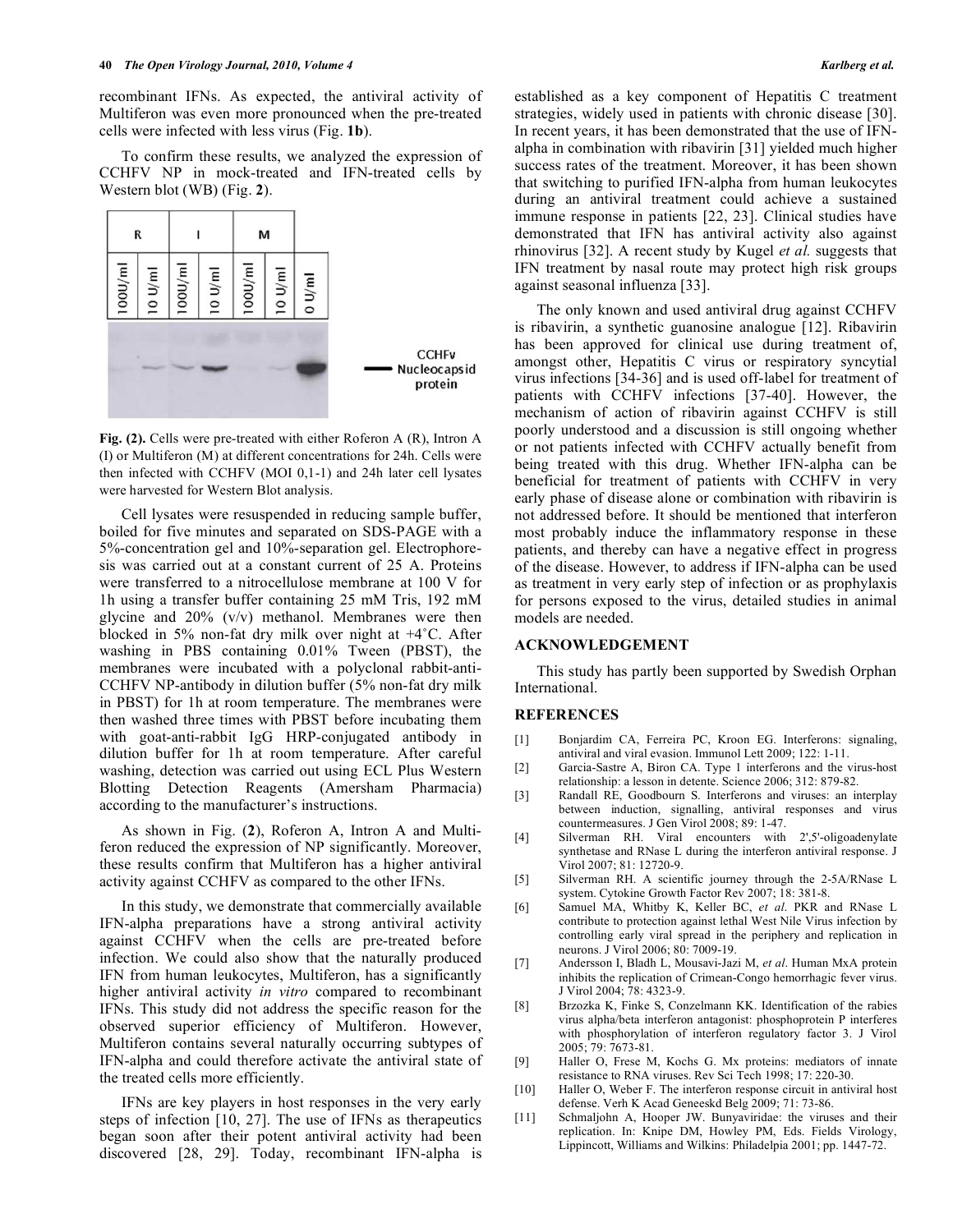recombinant IFNs. As expected, the antiviral activity of Multiferon was even more pronounced when the pre-treated cells were infected with less virus (Fig. **1b**).

To confirm these results, we analyzed the expression of CCHFV NP in mock-treated and IFN-treated cells by Western blot (WB) (Fig. **2**).

**Fig. (2).** Cells were pre-treated with either Roferon A (R), Intron A (I) or Multiferon (M) at different concentrations for 24h. Cells were then infected with CCHFV (MOI 0,1-1) and 24h later cell lysates were harvested for Western Blot analysis.

Cell lysates were resuspended in reducing sample buffer, boiled for five minutes and separated on SDS-PAGE with a 5%-concentration gel and 10%-separation gel. Electrophoresis was carried out at a constant current of 25 A. Proteins were transferred to a nitrocellulose membrane at 100 V for 1h using a transfer buffer containing 25 mM Tris, 192 mM glycine and 20% (v/v) methanol. Membranes were then blocked in 5% non-fat dry milk over night at +4˚C. After washing in PBS containing 0.01% Tween (PBST), the membranes were incubated with a polyclonal rabbit-anti-CCHFV NP-antibody in dilution buffer (5% non-fat dry milk in PBST) for 1h at room temperature. The membranes were then washed three times with PBST before incubating them with goat-anti-rabbit IgG HRP-conjugated antibody in dilution buffer for 1h at room temperature. After careful washing, detection was carried out using ECL Plus Western Blotting Detection Reagents (Amersham Pharmacia) according to the manufacturer's instructions.

As shown in Fig. (**2**), Roferon A, Intron A and Multiferon reduced the expression of NP significantly. Moreover, these results confirm that Multiferon has a higher antiviral activity against CCHFV as compared to the other IFNs.

In this study, we demonstrate that commercially available IFN-alpha preparations have a strong antiviral activity against CCHFV when the cells are pre-treated before infection. We could also show that the naturally produced IFN from human leukocytes, Multiferon, has a significantly higher antiviral activity *in vitro* compared to recombinant IFNs. This study did not address the specific reason for the observed superior efficiency of Multiferon. However, Multiferon contains several naturally occurring subtypes of IFN-alpha and could therefore activate the antiviral state of the treated cells more efficiently.

IFNs are key players in host responses in the very early steps of infection [10, 27]. The use of IFNs as therapeutics began soon after their potent antiviral activity had been discovered [28, 29]. Today, recombinant IFN-alpha is established as a key component of Hepatitis C treatment strategies, widely used in patients with chronic disease [30]. In recent years, it has been demonstrated that the use of IFN-alpha in combination with ribavirin [31] yielded much higher success rates of the treatment. Moreover, it has been shown that switching to purified IFN-alpha from human leukocytes during an antiviral treatment could achieve a sustained immune response in patients [22, 23]. Clinical studies have demonstrated that IFN has antiviral activity also against rhinovirus [32]. A recent study by Kugel *et al.* suggests that IFN treatment by nasal route may protect high risk groups against seasonal influenza [33].

The only known and used antiviral drug against CCHFV is ribavirin, a synthetic guanosine analogue [12]. Ribavirin has been approved for clinical use during treatment of, amongst other, Hepatitis C virus or respiratory syncytial virus infections [34-36] and is used off-label for treatment of patients with CCHFV infections [37-40]. However, the mechanism of action of ribavirin against CCHFV is still poorly understood and a discussion is still ongoing whether or not patients infected with CCHFV actually benefit from being treated with this drug. Whether IFN-alpha can be beneficial for treatment of patients with CCHFV in very early phase of disease alone or combination with ribavirin is not addressed before. It should be mentioned that interferon most probably induce the inflammatory response in these patients, and thereby can have a negative effect in progress of the disease. However, to address if IFN-alpha can be used as treatment in very early step of infection or as prophylaxis for persons exposed to the virus, detailed studies in animal models are needed.

## ACKNOWLEDGEMENT

This study has partly been supported by Swedish Orphan International.

## REFERENCES

[1] Bonjardim CA, Ferreira PC, Kroon EG. Interferons: signaling, antiviral and viral evasion. Immunol Lett 2009; 122: 1-11.

[2] Garcia-Sastre A, Biron CA. Type 1 interferons and the virus-host relationship: a lesson in detente. Science 2006; 312: 879-82.

[3] Randall RE, Goodbourn S. Interferons and viruses: an interplay between induction, signalling, antiviral responses and virus countermeasures. J Gen Virol 2008; 89: 1-47.

[4] Silverman RH. Viral encounters with 2',5'-oligoadenylate synthetase and RNase L during the interferon antiviral response. J Virol 2007; 81: 12720-9.

[5] Silverman RH. A scientific journey through the 2-5A/RNase L system. Cytokine Growth Factor Rev 2007; 18: 381-8.

[6] Samuel MA, Whitby K, Keller BC, *et al*. PKR and RNase L contribute to protection against lethal West Nile Virus infection by controlling early viral spread in the periphery and replication in neurons. J Virol 2006; 80: 7009-19.

[7] Andersson I, Bladh L, Mousavi-Jazi M, *et al*. Human MxA protein inhibits the replication of Crimean-Congo hemorrhagic fever virus. J Virol 2004; 78: 4323-9.

[8] Brzozka K, Finke S, Conzelmann KK. Identification of the rabies virus alpha/beta interferon antagonist: phosphoprotein P interferes with phosphorylation of interferon regulatory factor 3. J Virol 2005; 79: 7673-81.

[9] Haller O, Frese M, Kochs G. Mx proteins: mediators of innate resistance to RNA viruses. Rev Sci Tech 1998; 17: 220-30.

[10] Haller O, Weber F. The interferon response circuit in antiviral host defense. Verh K Acad Geneeskd Belg 2009; 71: 73-86.

[11] Schmaljohn A, Hooper JW. Bunyaviridae: the viruses and their replication. In: Knipe DM, Howley PM, Eds. Fields Virology, Lippincott, Williams and Wilkins: Philadelpia 2001; pp. 1447-72.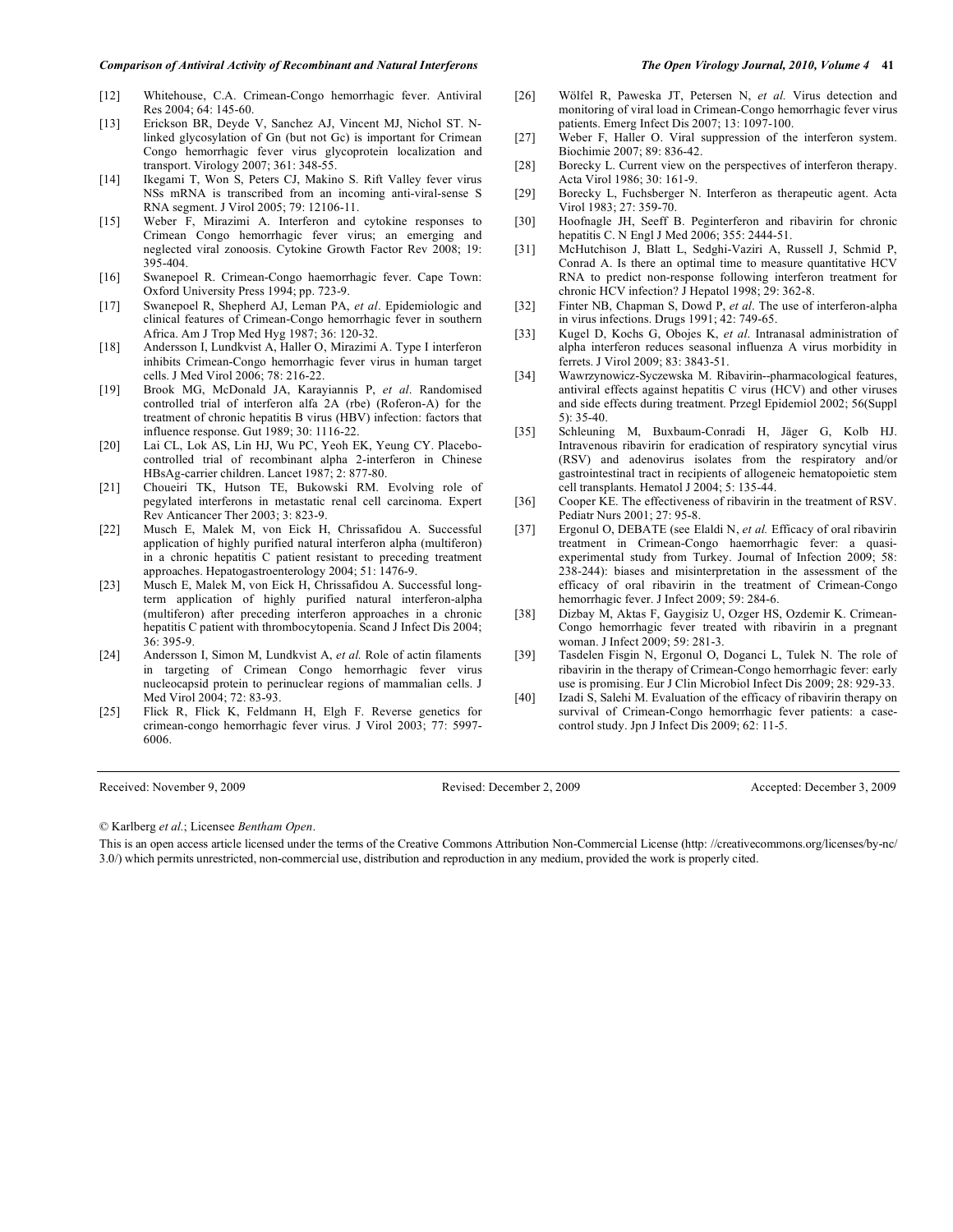[12] Whitehouse, C.A. Crimean-Congo hemorrhagic fever. Antiviral Res 2004; 64: 145-60.

[13] Erickson BR, Deyde V, Sanchez AJ, Vincent MJ, Nichol ST. N-linked glycosylation of Gn (but not Gc) is important for Crimean Congo hemorrhagic fever virus glycoprotein localization and transport. Virology 2007; 361: 348-55.

[14] Ikegami T, Won S, Peters CJ, Makino S. Rift Valley fever virus NSs mRNA is transcribed from an incoming anti-viral-sense S RNA segment. J Virol 2005; 79: 12106-11.

[15] Weber F, Mirazimi A. Interferon and cytokine responses to Crimean Congo hemorrhagic fever virus; an emerging and neglected viral zonoosis. Cytokine Growth Factor Rev 2008; 19: 395-404.

[16] Swanepoel R. Crimean-Congo haemorrhagic fever. Cape Town: Oxford University Press 1994; pp. 723-9.

[17] Swanepoel R, Shepherd AJ, Leman PA, *et al*. Epidemiologic and clinical features of Crimean-Congo hemorrhagic fever in southern Africa. Am J Trop Med Hyg 1987; 36: 120-32.

[18] Andersson I, Lundkvist A, Haller O, Mirazimi A. Type I interferon inhibits Crimean-Congo hemorrhagic fever virus in human target cells. J Med Virol 2006; 78: 216-22.

[19] Brook MG, McDonald JA, Karayiannis P, *et al*. Randomised controlled trial of interferon alfa 2A (rbe) (Roferon-A) for the treatment of chronic hepatitis B virus (HBV) infection: factors that influence response. Gut 1989; 30: 1116-22.

[20] Lai CL, Lok AS, Lin HJ, Wu PC, Yeoh EK, Yeung CY. Placebo-controlled trial of recombinant alpha 2-interferon in Chinese HBsAg-carrier children. Lancet 1987; 2: 877-80.

[21] Choueiri TK, Hutson TE, Bukowski RM. Evolving role of pegylated interferons in metastatic renal cell carcinoma. Expert Rev Anticancer Ther 2003; 3: 823-9.

[22] Musch E, Malek M, von Eick H, Chrissafidou A. Successful application of highly purified natural interferon alpha (multiferon) in a chronic hepatitis C patient resistant to preceding treatment approaches. Hepatogastroenterology 2004; 51: 1476-9.

[23] Musch E, Malek M, von Eick H, Chrissafidou A. Successful long-term application of highly purified natural interferon-alpha (multiferon) after preceding interferon approaches in a chronic hepatitis C patient with thrombocytopenia. Scand J Infect Dis 2004; 36: 395-9.

[24] Andersson I, Simon M, Lundkvist A, *et al.* Role of actin filaments in targeting of Crimean Congo hemorrhagic fever virus nucleocapsid protein to perinuclear regions of mammalian cells. J Med Virol 2004; 72: 83-93.

[25] Flick R, Flick K, Feldmann H, Elgh F. Reverse genetics for crimean-congo hemorrhagic fever virus. J Virol 2003; 77: 5997-6006.

[26] Wölfel R, Paweska JT, Petersen N, *et al.* Virus detection and monitoring of viral load in Crimean-Congo hemorrhagic fever virus patients. Emerg Infect Dis 2007; 13: 1097-100.

[27] Weber F, Haller O. Viral suppression of the interferon system. Biochimie 2007; 89: 836-42.

[28] Borecky L. Current view on the perspectives of interferon therapy. Acta Virol 1986; 30: 161-9.

[29] Borecky L, Fuchsberger N. Interferon as therapeutic agent. Acta Virol 1983; 27: 359-70.

[30] Hoofnagle JH, Seeff B. Peginterferon and ribavirin for chronic hepatitis C. N Engl J Med 2006; 355: 2444-51.

[31] McHutchison J, Blatt L, Sedghi-Vaziri A, Russell J, Schmid P, Conrad A. Is there an optimal time to measure quantitative HCV RNA to predict non-response following interferon treatment for chronic HCV infection? J Hepatol 1998; 29: 362-8.

[32] Finter NB, Chapman S, Dowd P, *et al*. The use of interferon-alpha in virus infections. Drugs 1991; 42: 749-65.

[33] Kugel D, Kochs G, Obojes K, *et al.* Intranasal administration of alpha interferon reduces seasonal influenza A virus morbidity in ferrets. J Virol 2009; 83: 3843-51.

[34] Wawrzynowicz-Syczewska M. Ribavirin--pharmacological features, antiviral effects against hepatitis C virus (HCV) and other viruses and side effects during treatment. Przegl Epidemiol 2002; 56(Suppl 5): 35-40.

[35] Schleuning M, Buxbaum-Conradi H, Jäger G, Kolb HJ. Intravenous ribavirin for eradication of respiratory syncytial virus (RSV) and adenovirus isolates from the respiratory and/or gastrointestinal tract in recipients of allogeneic hematopoietic stem cell transplants. Hematol J 2004; 5: 135-44.

[36] Cooper KE. The effectiveness of ribavirin in the treatment of RSV. Pediatr Nurs 2001; 27: 95-8.

[37] Ergonul O, DEBATE (see Elaldi N, *et al.* Efficacy of oral ribavirin treatment in Crimean-Congo haemorrhagic fever: a quasi-experimental study from Turkey. Journal of Infection 2009; 58: 238-244): biases and misinterpretation in the assessment of the efficacy of oral ribavirin in the treatment of Crimean-Congo hemorrhagic fever. J Infect 2009; 59: 284-6.

[38] Dizbay M, Aktas F, Gaygisiz U, Ozger HS, Ozdemir K. Crimean-Congo hemorrhagic fever treated with ribavirin in a pregnant woman. J Infect 2009; 59: 281-3.

[39] Tasdelen Fisgin N, Ergonul O, Doganci L, Tulek N. The role of ribavirin in the therapy of Crimean-Congo hemorrhagic fever: early use is promising. Eur J Clin Microbiol Infect Dis 2009; 28: 929-33.

[40] Izadi S, Salehi M. Evaluation of the efficacy of ribavirin therapy on survival of Crimean-Congo hemorrhagic fever patients: a case-control study. Jpn J Infect Dis 2009; 62: 11-5.

Received: November 9, 2009 Revised: December 2, 2009 Accepted: December 3, 2009

© Karlberg *et al.*; Licensee *Bentham Open*.

This is an open access article licensed under the terms of the Creative Commons Attribution Non-Commercial License (http: //creativecommons.org/licenses/by-nc/3.0/) which permits unrestricted, non-commercial use, distribution and reproduction in any medium, provided the work is properly cited.